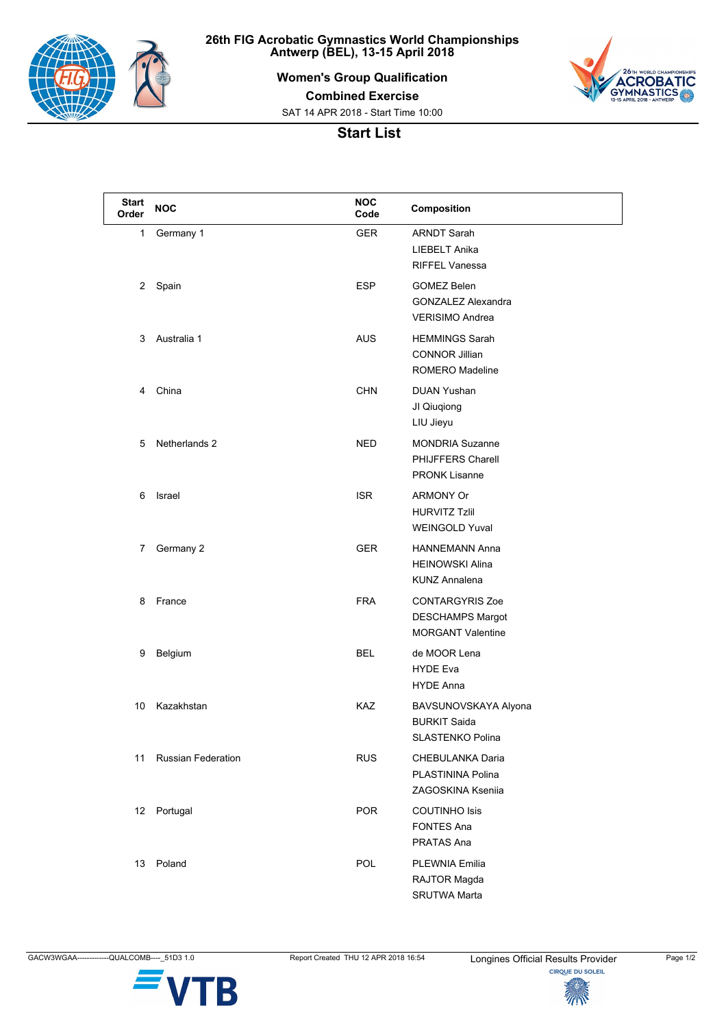# 26th FIG Acrobatic Gymnastics World Championships
## Antwerp (BEL), 13-15 April 2018

### Women's Group Qualification

### Combined Exercise

SAT 14 APR 2018 - Start Time 10:00

## Start List

| Start Order | NOC | NOC Code | Composition |
|---|---|---|---|
| 1 | Germany 1 | GER | ARNDT Sarah<br>LIEBELT Anika<br>RIFFEL Vanessa |
| 2 | Spain | ESP | GOMEZ Belen<br>GONZALEZ Alexandra<br>VERISIMO Andrea |
| 3 | Australia 1 | AUS | HEMMINGS Sarah<br>CONNOR Jillian<br>ROMERO Madeline |
| 4 | China | CHN | DUAN Yushan<br>JI Qiuqiong<br>LIU Jieyu |
| 5 | Netherlands 2 | NED | MONDRIA Suzanne<br>PHIJFFERS Charell<br>PRONK Lisanne |
| 6 | Israel | ISR | ARMONY Or<br>HURVITZ Tzlil<br>WEINGOLD Yuval |
| 7 | Germany 2 | GER | HANNEMANN Anna<br>HEINOWSKI Alina<br>KUNZ Annalena |
| 8 | France | FRA | CONTARGYRIS Zoe<br>DESCHAMPS Margot<br>MORGANT Valentine |
| 9 | Belgium | BEL | de MOOR Lena<br>HYDE Eva<br>HYDE Anna |
| 10 | Kazakhstan | KAZ | BAVSUNOVSKAYA Alyona<br>BURKIT Saida<br>SLASTENKO Polina |
| 11 | Russian Federation | RUS | CHEBULANKA Daria<br>PLASTININA Polina<br>ZAGOSKINA Kseniia |
| 12 | Portugal | POR | COUTINHO Isis<br>FONTES Ana<br>PRATAS Ana |
| 13 | Poland | POL | PLEWNIA Emilia<br>RAJTOR Magda<br>SRUTWA Marta |

GACW3WGAA--------------QUALCOMB----_51D3 1.0 Report Created THU 12 APR 2018 16:54 Longines Official Results Provider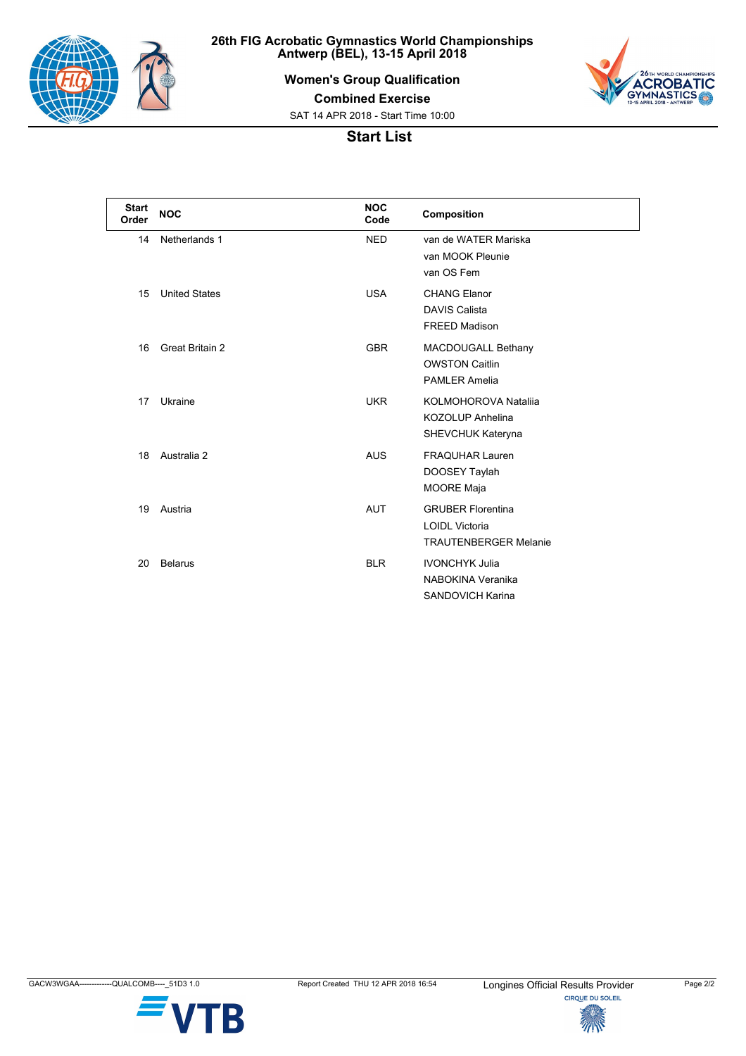**26th FIG Acrobatic Gymnastics World Championships**
**Antwerp (BEL), 13-15 April 2018**

**Women's Group Qualification**

**Combined Exercise**

SAT 14 APR 2018 - Start Time 10:00

## Start List

| Start Order | NOC | NOC Code | Composition |
|---|---|---|---|
| 14 | Netherlands 1 | NED | van de WATER Mariska<br>van MOOK Pleunie<br>van OS Fem |
| 15 | United States | USA | CHANG Elanor<br>DAVIS Calista<br>FREED Madison |
| 16 | Great Britain 2 | GBR | MACDOUGALL Bethany<br>OWSTON Caitlin<br>PAMLER Amelia |
| 17 | Ukraine | UKR | KOLMOHOROVA Nataliia<br>KOZOLUP Anhelina<br>SHEVCHUK Kateryna |
| 18 | Australia 2 | AUS | FRAQUHAR Lauren<br>DOOSEY Taylah<br>MOORE Maja |
| 19 | Austria | AUT | GRUBER Florentina<br>LOIDL Victoria<br>TRAUTENBERGER Melanie |
| 20 | Belarus | BLR | IVONCHYK Julia<br>NABOKINA Veranika<br>SANDOVICH Karina |

GACW3WGAA--------------QUALCOMB----_51D3 1.0 Report Created THU 12 APR 2018 16:54 Longines Official Results Provider